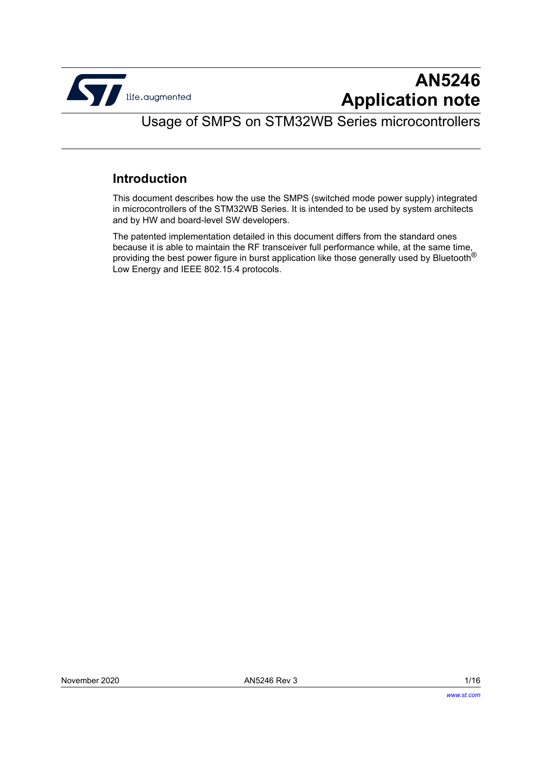# AN5246 Application note

## Usage of SMPS on STM32WB Series microcontrollers

### Introduction

This document describes how the use the SMPS (switched mode power supply) integrated in microcontrollers of the STM32WB Series. It is intended to be used by system architects and by HW and board-level SW developers.

The patented implementation detailed in this document differs from the standard ones because it is able to maintain the RF transceiver full performance while, at the same time, providing the best power figure in burst application like those generally used by Bluetooth® Low Energy and IEEE 802.15.4 protocols.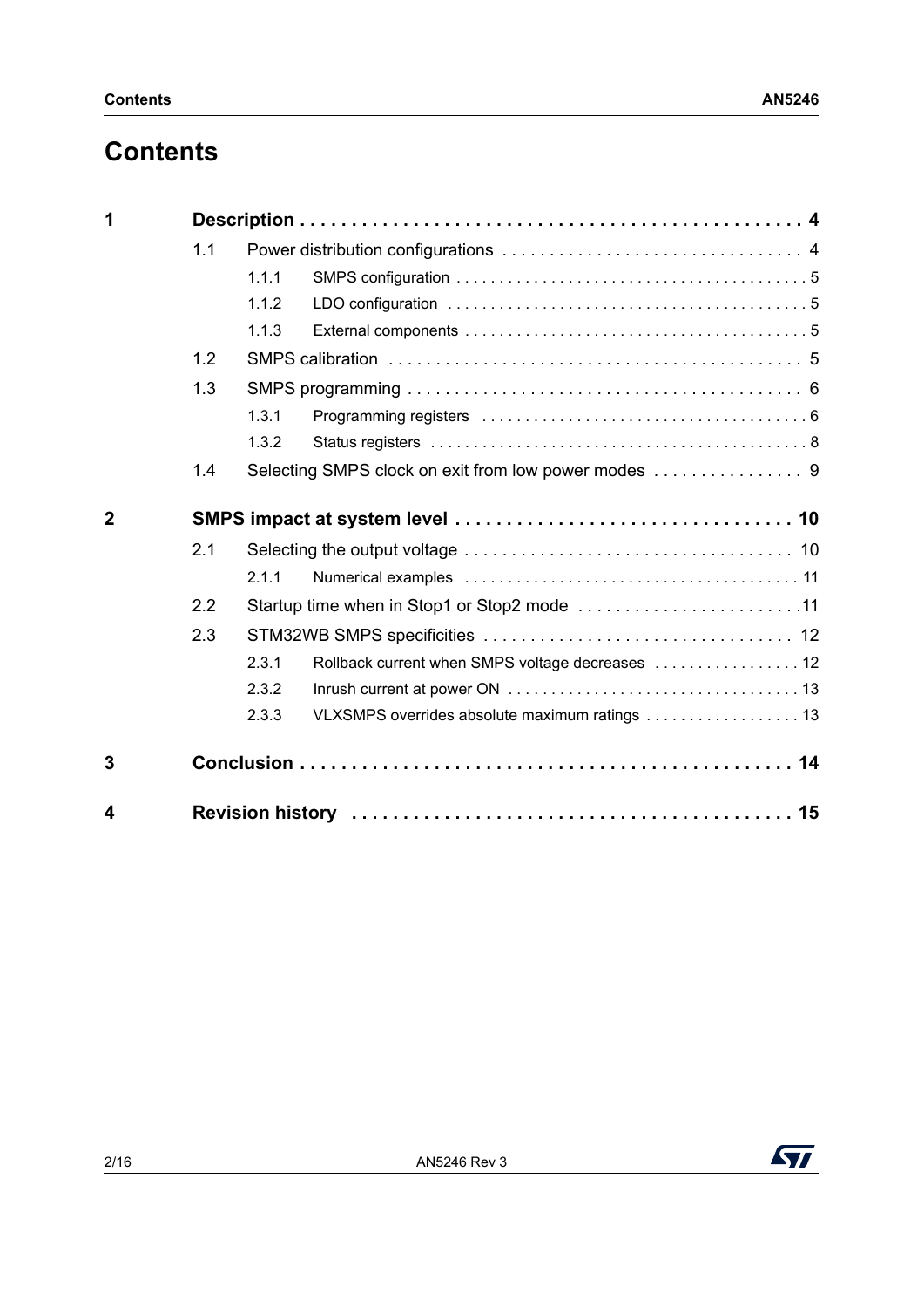# Contents

| | | | |
|---|---|---|---|
| **1** | **Description** | | **4** |
| | 1.1 | Power distribution configurations | 4 |
| | 1.1.1 | SMPS configuration | 5 |
| | 1.1.2 | LDO configuration | 5 |
| | 1.1.3 | External components | 5 |
| | 1.2 | SMPS calibration | 5 |
| | 1.3 | SMPS programming | 6 |
| | 1.3.1 | Programming registers | 6 |
| | 1.3.2 | Status registers | 8 |
| | 1.4 | Selecting SMPS clock on exit from low power modes | 9 |
| **2** | **SMPS impact at system level** | | **10** |
| | 2.1 | Selecting the output voltage | 10 |
| | 2.1.1 | Numerical examples | 11 |
| | 2.2 | Startup time when in Stop1 or Stop2 mode | 11 |
| | 2.3 | STM32WB SMPS specificities | 12 |
| | 2.3.1 | Rollback current when SMPS voltage decreases | 12 |
| | 2.3.2 | Inrush current at power ON | 13 |
| | 2.3.3 | VLXSMPS overrides absolute maximum ratings | 13 |
| **3** | **Conclusion** | | **14** |
| **4** | **Revision history** | | **15** |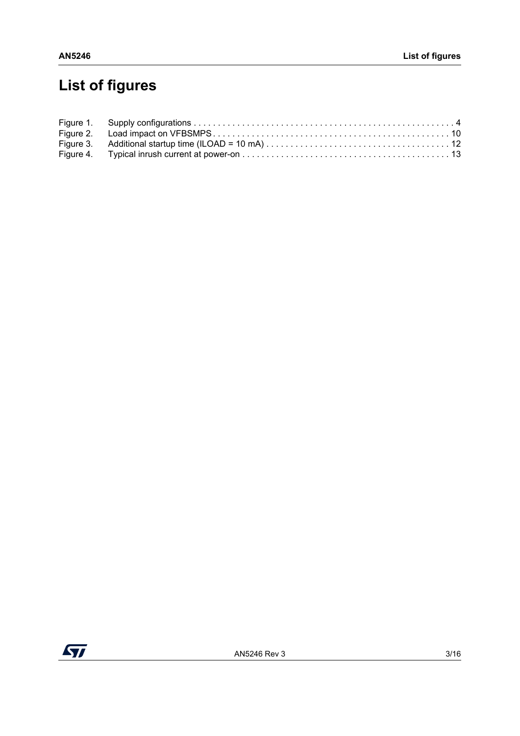# List of figures

Figure 1. Supply configurations . . . . . . . . . . . . . . . . . . . . . . . . . . . . . . . . . . . . . . . . . . . . . . . . . . . . . 4
Figure 2. Load impact on VFBSMPS . . . . . . . . . . . . . . . . . . . . . . . . . . . . . . . . . . . . . . . . . . . . . . . . . 10
Figure 3. Additional startup time (ILOAD = 10 mA) . . . . . . . . . . . . . . . . . . . . . . . . . . . . . . . . . . . . . 12
Figure 4. Typical inrush current at power-on . . . . . . . . . . . . . . . . . . . . . . . . . . . . . . . . . . . . . . . . . . 13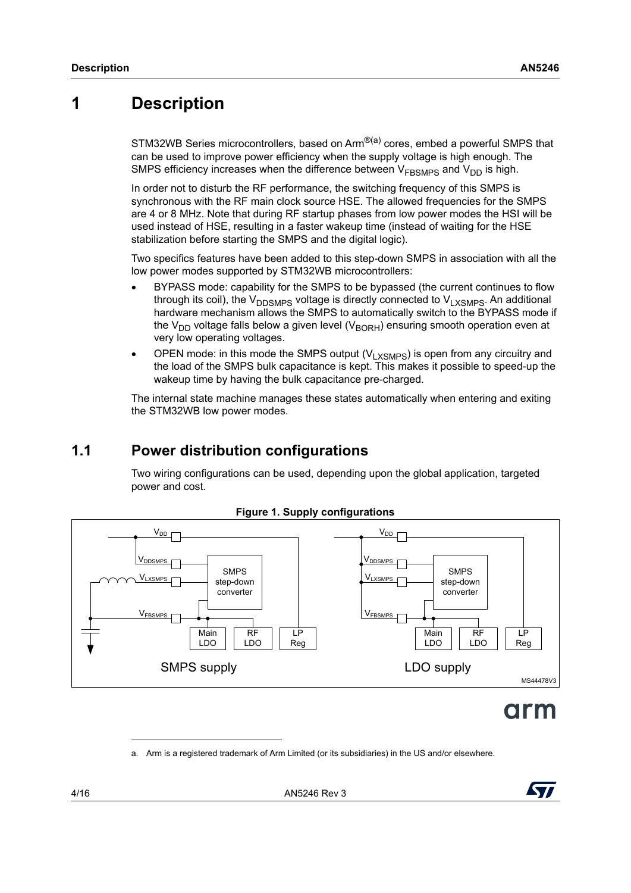# 1 Description

STM32WB Series microcontrollers, based on Arm®[a] cores, embed a powerful SMPS that can be used to improve power efficiency when the supply voltage is high enough. The SMPS efficiency increases when the difference between $V_{FBSMPS}$ and $V_{DD}$ is high.

In order not to disturb the RF performance, the switching frequency of this SMPS is synchronous with the RF main clock source HSE. The allowed frequencies for the SMPS are 4 or 8 MHz. Note that during RF startup phases from low power modes the HSI will be used instead of HSE, resulting in a faster wakeup time (instead of waiting for the HSE stabilization before starting the SMPS and the digital logic).

Two specifics features have been added to this step-down SMPS in association with all the low power modes supported by STM32WB microcontrollers:

- BYPASS mode: capability for the SMPS to be bypassed (the current continues to flow through its coil), the $V_{DDSMPS}$ voltage is directly connected to $V_{LXSMPS}$. An additional hardware mechanism allows the SMPS to automatically switch to the BYPASS mode if the $V_{DD}$ voltage falls below a given level ($V_{BORH}$) ensuring smooth operation even at very low operating voltages.
- OPEN mode: in this mode the SMPS output ($V_{LXSMPS}$) is open from any circuitry and the load of the SMPS bulk capacitance is kept. This makes it possible to speed-up the wakeup time by having the bulk capacitance pre-charged.

The internal state machine manages these states automatically when entering and exiting the STM32WB low power modes.

## 1.1 Power distribution configurations

Two wiring configurations can be used, depending upon the global application, targeted power and cost.

**Figure 1. Supply configurations**

a. Arm is a registered trademark of Arm Limited (or its subsidiaries) in the US and/or elsewhere.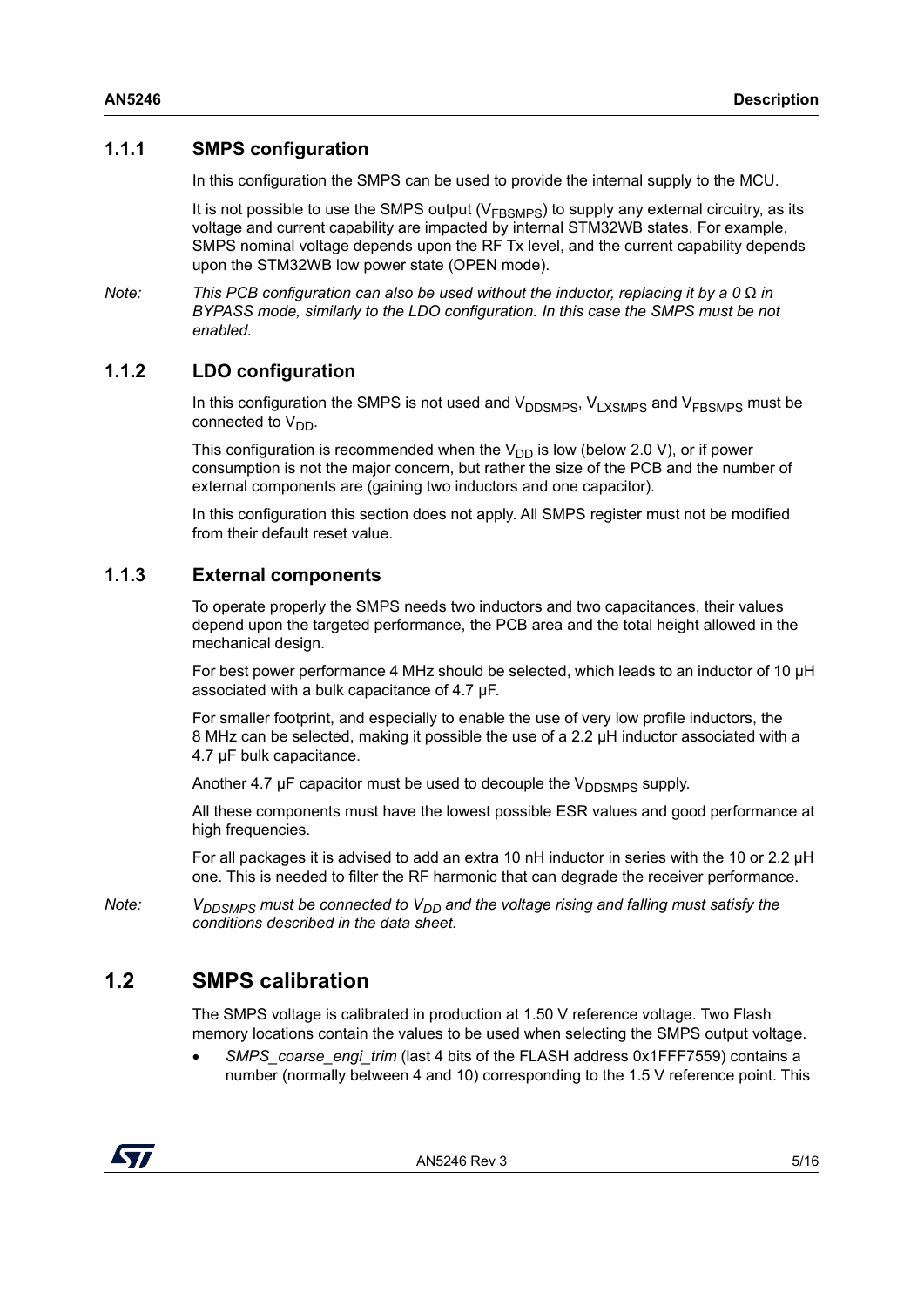### 1.1.1 SMPS configuration

In this configuration the SMPS can be used to provide the internal supply to the MCU.

It is not possible to use the SMPS output ($V_{FBSMPS}$) to supply any external circuitry, as its voltage and current capability are impacted by internal STM32WB states. For example, SMPS nominal voltage depends upon the RF Tx level, and the current capability depends upon the STM32WB low power state (OPEN mode).

*Note: This PCB configuration can also be used without the inductor, replacing it by a 0 Ω in BYPASS mode, similarly to the LDO configuration. In this case the SMPS must be not enabled.*

### 1.1.2 LDO configuration

In this configuration the SMPS is not used and $V_{DDSMPS}$, $V_{LXSMPS}$ and $V_{FBSMPS}$ must be connected to $V_{DD}$.

This configuration is recommended when the $V_{DD}$ is low (below 2.0 V), or if power consumption is not the major concern, but rather the size of the PCB and the number of external components are (gaining two inductors and one capacitor).

In this configuration this section does not apply. All SMPS register must not be modified from their default reset value.

### 1.1.3 External components

To operate properly the SMPS needs two inductors and two capacitances, their values depend upon the targeted performance, the PCB area and the total height allowed in the mechanical design.

For best power performance 4 MHz should be selected, which leads to an inductor of 10 µH associated with a bulk capacitance of 4.7 µF.

For smaller footprint, and especially to enable the use of very low profile inductors, the 8 MHz can be selected, making it possible the use of a 2.2 µH inductor associated with a 4.7 µF bulk capacitance.

Another 4.7 µF capacitor must be used to decouple the $V_{DDSMPS}$ supply.

All these components must have the lowest possible ESR values and good performance at high frequencies.

For all packages it is advised to add an extra 10 nH inductor in series with the 10 or 2.2 µH one. This is needed to filter the RF harmonic that can degrade the receiver performance.

*Note: $V_{DDSMPS}$ must be connected to $V_{DD}$ and the voltage rising and falling must satisfy the conditions described in the data sheet.*

## 1.2 SMPS calibration

The SMPS voltage is calibrated in production at 1.50 V reference voltage. Two Flash memory locations contain the values to be used when selecting the SMPS output voltage.

- *SMPS_coarse_engi_trim* (last 4 bits of the FLASH address 0x1FFF7559) contains a number (normally between 4 and 10) corresponding to the 1.5 V reference point. This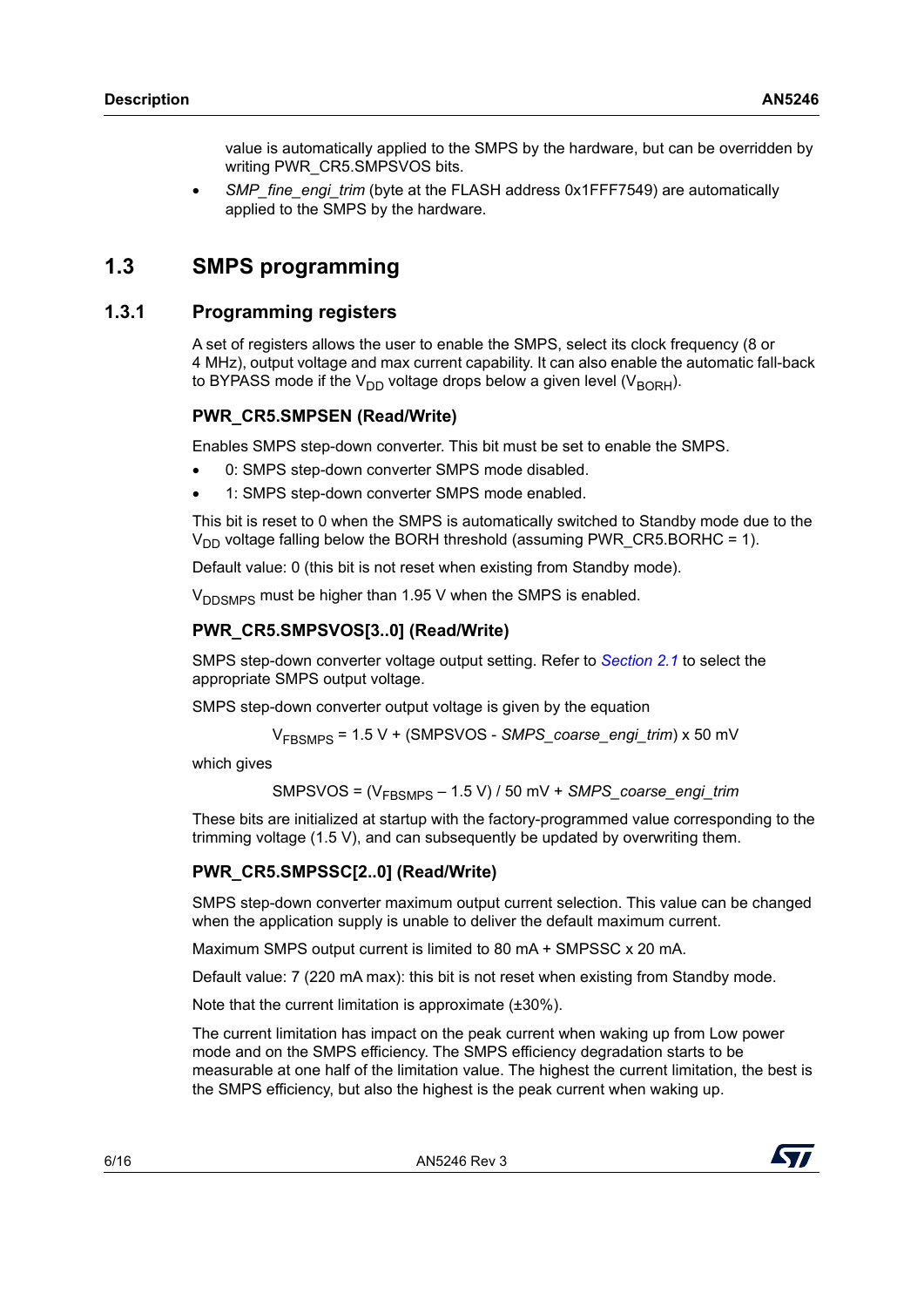value is automatically applied to the SMPS by the hardware, but can be overridden by writing PWR_CR5.SMPSVOS bits.

- *SMP_fine_engi_trim* (byte at the FLASH address 0x1FFF7549) are automatically applied to the SMPS by the hardware.

## 1.3 SMPS programming

### 1.3.1 Programming registers

A set of registers allows the user to enable the SMPS, select its clock frequency (8 or 4 MHz), output voltage and max current capability. It can also enable the automatic fall-back to BYPASS mode if the $V_{DD}$ voltage drops below a given level ($V_{BORH}$).

#### PWR_CR5.SMPSEN (Read/Write)

Enables SMPS step-down converter. This bit must be set to enable the SMPS.

- 0: SMPS step-down converter SMPS mode disabled.
- 1: SMPS step-down converter SMPS mode enabled.

This bit is reset to 0 when the SMPS is automatically switched to Standby mode due to the $V_{DD}$ voltage falling below the BORH threshold (assuming PWR_CR5.BORHC = 1).

Default value: 0 (this bit is not reset when existing from Standby mode).

$V_{DDSMPS}$ must be higher than 1.95 V when the SMPS is enabled.

#### PWR_CR5.SMPSVOS[3..0] (Read/Write)

SMPS step-down converter voltage output setting. Refer to *Section 2.1* to select the appropriate SMPS output voltage.

SMPS step-down converter output voltage is given by the equation

$$V_{FBSMPS} = 1.5\text{ V} + (\text{SMPSVOS} - \textit{SMPS\_coarse\_engi\_trim}) \times 50\text{ mV}$$

which gives

$$\text{SMPSVOS} = (V_{FBSMPS} - 1.5\text{ V}) / 50\text{ mV} + \textit{SMPS\_coarse\_engi\_trim}$$

These bits are initialized at startup with the factory-programmed value corresponding to the trimming voltage (1.5 V), and can subsequently be updated by overwriting them.

#### PWR_CR5.SMPSSC[2..0] (Read/Write)

SMPS step-down converter maximum output current selection. This value can be changed when the application supply is unable to deliver the default maximum current.

Maximum SMPS output current is limited to 80 mA + SMPSSC x 20 mA.

Default value: 7 (220 mA max): this bit is not reset when existing from Standby mode.

Note that the current limitation is approximate (±30%).

The current limitation has impact on the peak current when waking up from Low power mode and on the SMPS efficiency. The SMPS efficiency degradation starts to be measurable at one half of the limitation value. The highest the current limitation, the best is the SMPS efficiency, but also the highest is the peak current when waking up.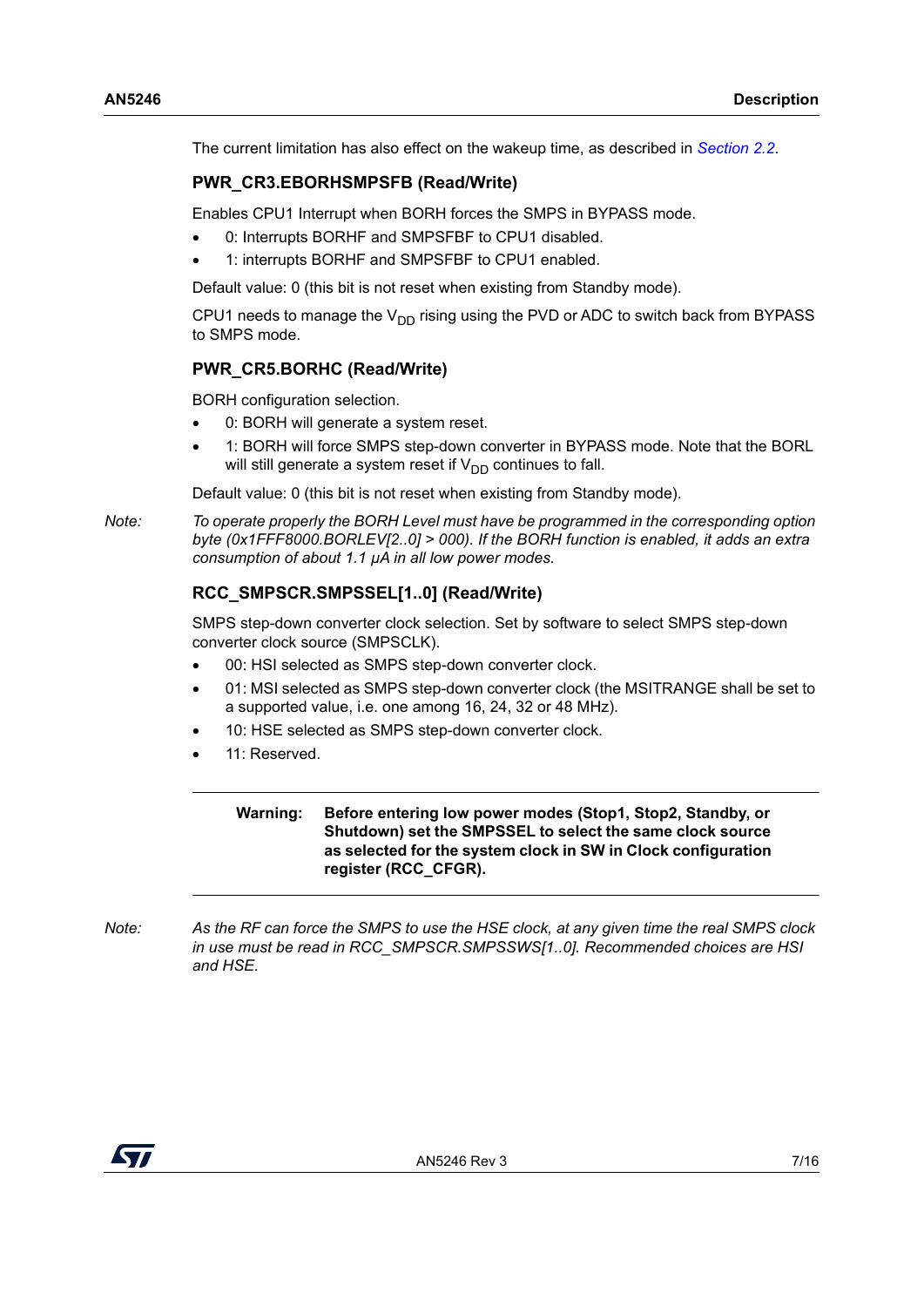The current limitation has also effect on the wakeup time, as described in *Section 2.2*.

### PWR_CR3.EBORHSMPSFB (Read/Write)

Enables CPU1 Interrupt when BORH forces the SMPS in BYPASS mode.

- 0: Interrupts BORHF and SMPSFBF to CPU1 disabled.
- 1: interrupts BORHF and SMPSFBF to CPU1 enabled.

Default value: 0 (this bit is not reset when existing from Standby mode).

CPU1 needs to manage the $V_{DD}$ rising using the PVD or ADC to switch back from BYPASS to SMPS mode.

### PWR_CR5.BORHC (Read/Write)

BORH configuration selection.

- 0: BORH will generate a system reset.
- 1: BORH will force SMPS step-down converter in BYPASS mode. Note that the BORL will still generate a system reset if $V_{DD}$ continues to fall.

Default value: 0 (this bit is not reset when existing from Standby mode).

*Note: To operate properly the BORH Level must have be programmed in the corresponding option byte (0x1FFF8000.BORLEV[2..0] > 000). If the BORH function is enabled, it adds an extra consumption of about 1.1 µA in all low power modes.*

### RCC_SMPSCR.SMPSSEL[1..0] (Read/Write)

SMPS step-down converter clock selection. Set by software to select SMPS step-down converter clock source (SMPSCLK).

- 00: HSI selected as SMPS step-down converter clock.
- 01: MSI selected as SMPS step-down converter clock (the MSITRANGE shall be set to a supported value, i.e. one among 16, 24, 32 or 48 MHz).
- 10: HSE selected as SMPS step-down converter clock.
- 11: Reserved.

---

**Warning: Before entering low power modes (Stop1, Stop2, Standby, or Shutdown) set the SMPSSEL to select the same clock source as selected for the system clock in SW in Clock configuration register (RCC_CFGR).**

---

*Note: As the RF can force the SMPS to use the HSE clock, at any given time the real SMPS clock in use must be read in RCC_SMPSCR.SMPSSWS[1..0]. Recommended choices are HSI and HSE.*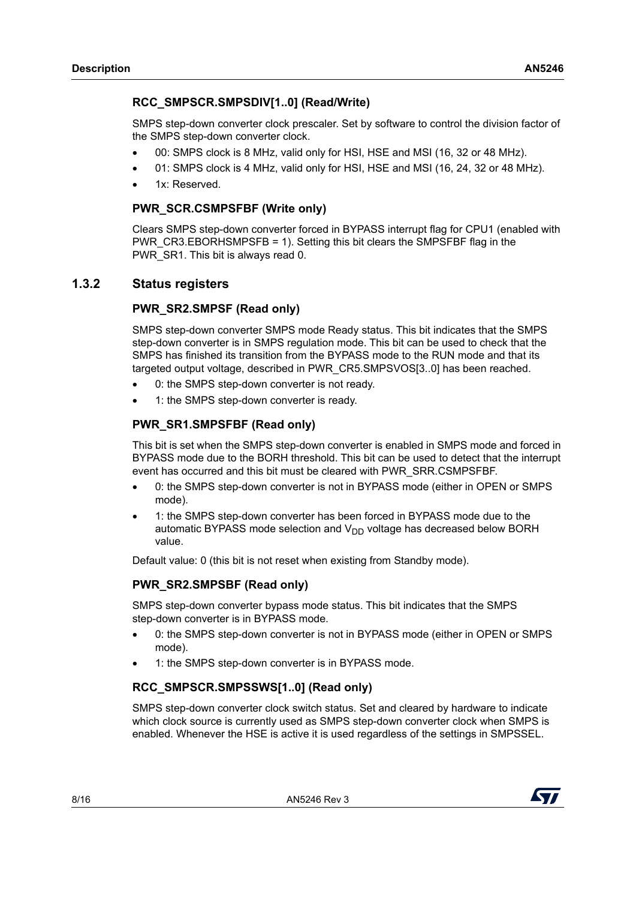#### RCC_SMPSCR.SMPSDIV[1..0] (Read/Write)

SMPS step-down converter clock prescaler. Set by software to control the division factor of the SMPS step-down converter clock.

- 00: SMPS clock is 8 MHz, valid only for HSI, HSE and MSI (16, 32 or 48 MHz).
- 01: SMPS clock is 4 MHz, valid only for HSI, HSE and MSI (16, 24, 32 or 48 MHz).
- 1x: Reserved.

#### PWR_SCR.CSMPSFBF (Write only)

Clears SMPS step-down converter forced in BYPASS interrupt flag for CPU1 (enabled with PWR_CR3.EBORHSMPSFB = 1). Setting this bit clears the SMPSFBF flag in the PWR_SR1. This bit is always read 0.

### 1.3.2 Status registers

#### PWR_SR2.SMPSF (Read only)

SMPS step-down converter SMPS mode Ready status. This bit indicates that the SMPS step-down converter is in SMPS regulation mode. This bit can be used to check that the SMPS has finished its transition from the BYPASS mode to the RUN mode and that its targeted output voltage, described in PWR_CR5.SMPSVOS[3..0] has been reached.

- 0: the SMPS step-down converter is not ready.
- 1: the SMPS step-down converter is ready.

#### PWR_SR1.SMPSFBF (Read only)

This bit is set when the SMPS step-down converter is enabled in SMPS mode and forced in BYPASS mode due to the BORH threshold. This bit can be used to detect that the interrupt event has occurred and this bit must be cleared with PWR_SRR.CSMPSFBF.

- 0: the SMPS step-down converter is not in BYPASS mode (either in OPEN or SMPS mode).
- 1: the SMPS step-down converter has been forced in BYPASS mode due to the automatic BYPASS mode selection and $V_{DD}$ voltage has decreased below BORH value.

Default value: 0 (this bit is not reset when existing from Standby mode).

#### PWR_SR2.SMPSBF (Read only)

SMPS step-down converter bypass mode status. This bit indicates that the SMPS step-down converter is in BYPASS mode.

- 0: the SMPS step-down converter is not in BYPASS mode (either in OPEN or SMPS mode).
- 1: the SMPS step-down converter is in BYPASS mode.

#### RCC_SMPSCR.SMPSSWS[1..0] (Read only)

SMPS step-down converter clock switch status. Set and cleared by hardware to indicate which clock source is currently used as SMPS step-down converter clock when SMPS is enabled. Whenever the HSE is active it is used regardless of the settings in SMPSSEL.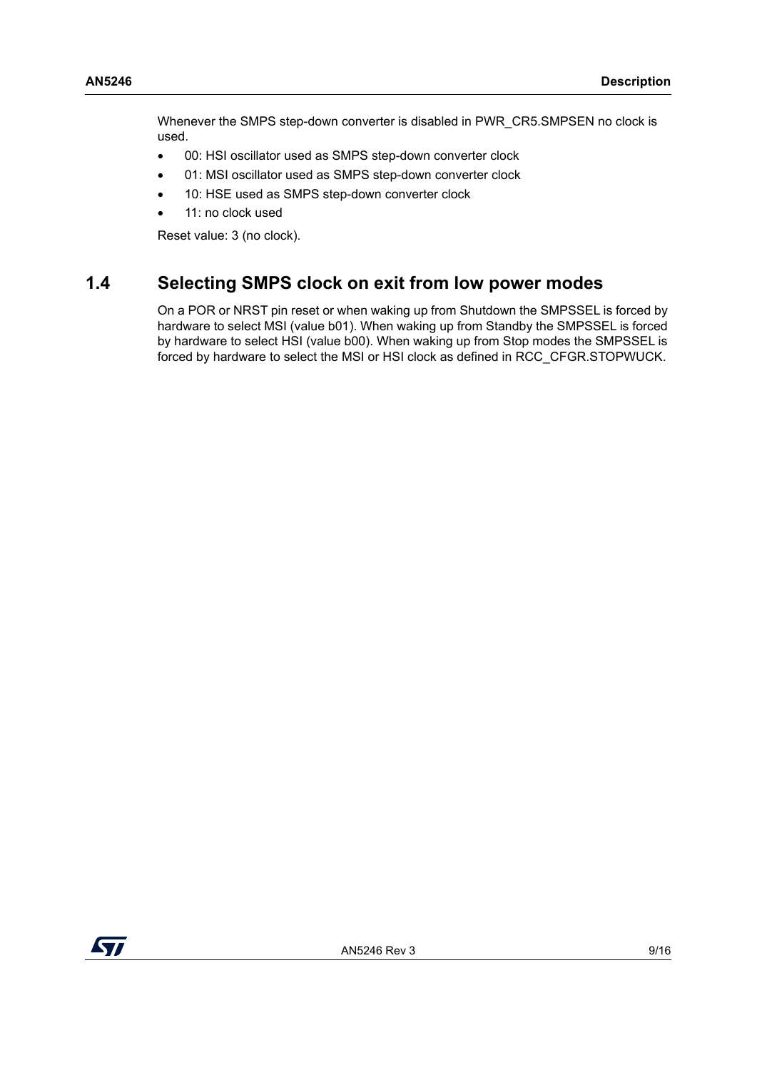Whenever the SMPS step-down converter is disabled in PWR_CR5.SMPSEN no clock is used.

- 00: HSI oscillator used as SMPS step-down converter clock
- 01: MSI oscillator used as SMPS step-down converter clock
- 10: HSE used as SMPS step-down converter clock
- 11: no clock used

Reset value: 3 (no clock).

## 1.4 Selecting SMPS clock on exit from low power modes

On a POR or NRST pin reset or when waking up from Shutdown the SMPSSEL is forced by hardware to select MSI (value b01). When waking up from Standby the SMPSSEL is forced by hardware to select HSI (value b00). When waking up from Stop modes the SMPSSEL is forced by hardware to select the MSI or HSI clock as defined in RCC_CFGR.STOPWUCK.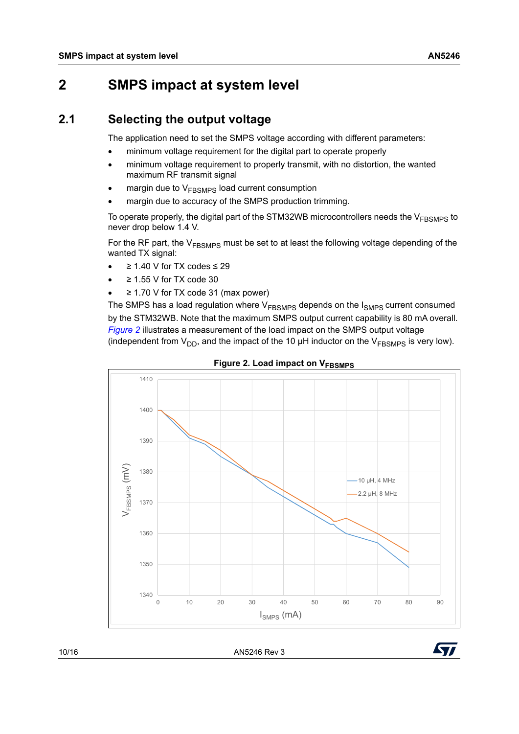# 2 SMPS impact at system level

## 2.1 Selecting the output voltage

The application need to set the SMPS voltage according with different parameters:

- minimum voltage requirement for the digital part to operate properly
- minimum voltage requirement to properly transmit, with no distortion, the wanted maximum RF transmit signal
- margin due to $V_{FBSMPS}$ load current consumption
- margin due to accuracy of the SMPS production trimming.

To operate properly, the digital part of the STM32WB microcontrollers needs the $V_{FBSMPS}$ to never drop below 1.4 V.

For the RF part, the $V_{FBSMPS}$ must be set to at least the following voltage depending of the wanted TX signal:

- ≥ 1.40 V for TX codes ≤ 29
- ≥ 1.55 V for TX code 30
- ≥ 1.70 V for TX code 31 (max power)

The SMPS has a load regulation where $V_{FBSMPS}$ depends on the $I_{SMPS}$ current consumed by the STM32WB. Note that the maximum SMPS output current capability is 80 mA overall. *Figure 2* illustrates a measurement of the load impact on the SMPS output voltage (independent from $V_{DD}$, and the impact of the 10 µH inductor on the $V_{FBSMPS}$ is very low).

**Figure 2. Load impact on $V_{FBSMPS}$**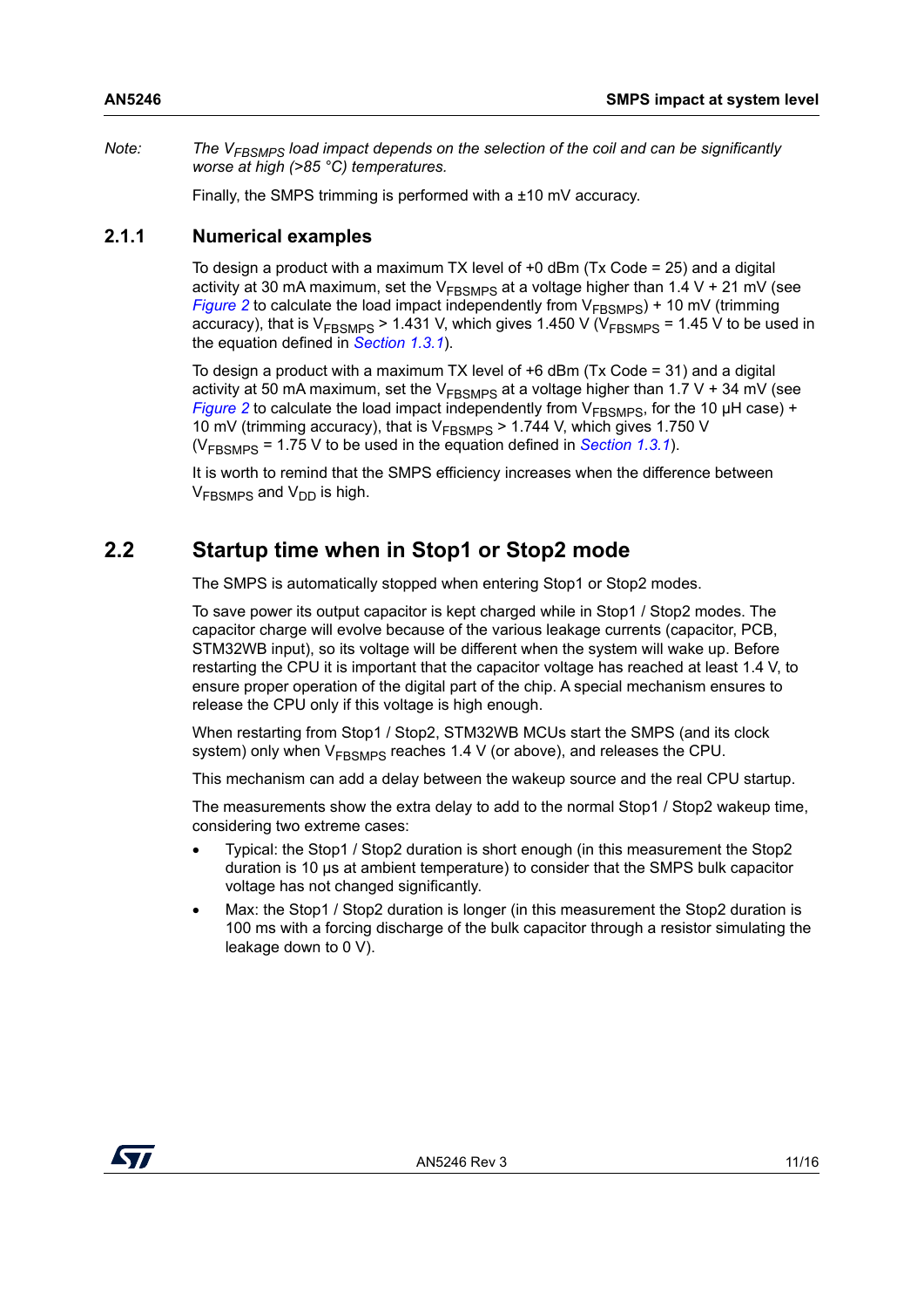*Note: The $V_{FBSMPS}$ load impact depends on the selection of the coil and can be significantly worse at high (>85 °C) temperatures.*

Finally, the SMPS trimming is performed with a ±10 mV accuracy.

### 2.1.1 Numerical examples

To design a product with a maximum TX level of +0 dBm (Tx Code = 25) and a digital activity at 30 mA maximum, set the $V_{FBSMPS}$ at a voltage higher than 1.4 V + 21 mV (see *Figure 2* to calculate the load impact independently from $V_{FBSMPS}$) + 10 mV (trimming accuracy), that is $V_{FBSMPS}$ > 1.431 V, which gives 1.450 V ($V_{FBSMPS}$ = 1.45 V to be used in the equation defined in *Section 1.3.1*).

To design a product with a maximum TX level of +6 dBm (Tx Code = 31) and a digital activity at 50 mA maximum, set the $V_{FBSMPS}$ at a voltage higher than 1.7 V + 34 mV (see *Figure 2* to calculate the load impact independently from $V_{FBSMPS}$, for the 10 µH case) + 10 mV (trimming accuracy), that is $V_{FBSMPS}$ > 1.744 V, which gives 1.750 V ($V_{FBSMPS}$ = 1.75 V to be used in the equation defined in *Section 1.3.1*).

It is worth to remind that the SMPS efficiency increases when the difference between $V_{FBSMPS}$ and $V_{DD}$ is high.

## 2.2 Startup time when in Stop1 or Stop2 mode

The SMPS is automatically stopped when entering Stop1 or Stop2 modes.

To save power its output capacitor is kept charged while in Stop1 / Stop2 modes. The capacitor charge will evolve because of the various leakage currents (capacitor, PCB, STM32WB input), so its voltage will be different when the system will wake up. Before restarting the CPU it is important that the capacitor voltage has reached at least 1.4 V, to ensure proper operation of the digital part of the chip. A special mechanism ensures to release the CPU only if this voltage is high enough.

When restarting from Stop1 / Stop2, STM32WB MCUs start the SMPS (and its clock system) only when $V_{FBSMPS}$ reaches 1.4 V (or above), and releases the CPU.

This mechanism can add a delay between the wakeup source and the real CPU startup.

The measurements show the extra delay to add to the normal Stop1 / Stop2 wakeup time, considering two extreme cases:

- Typical: the Stop1 / Stop2 duration is short enough (in this measurement the Stop2 duration is 10 µs at ambient temperature) to consider that the SMPS bulk capacitor voltage has not changed significantly.
- Max: the Stop1 / Stop2 duration is longer (in this measurement the Stop2 duration is 100 ms with a forcing discharge of the bulk capacitor through a resistor simulating the leakage down to 0 V).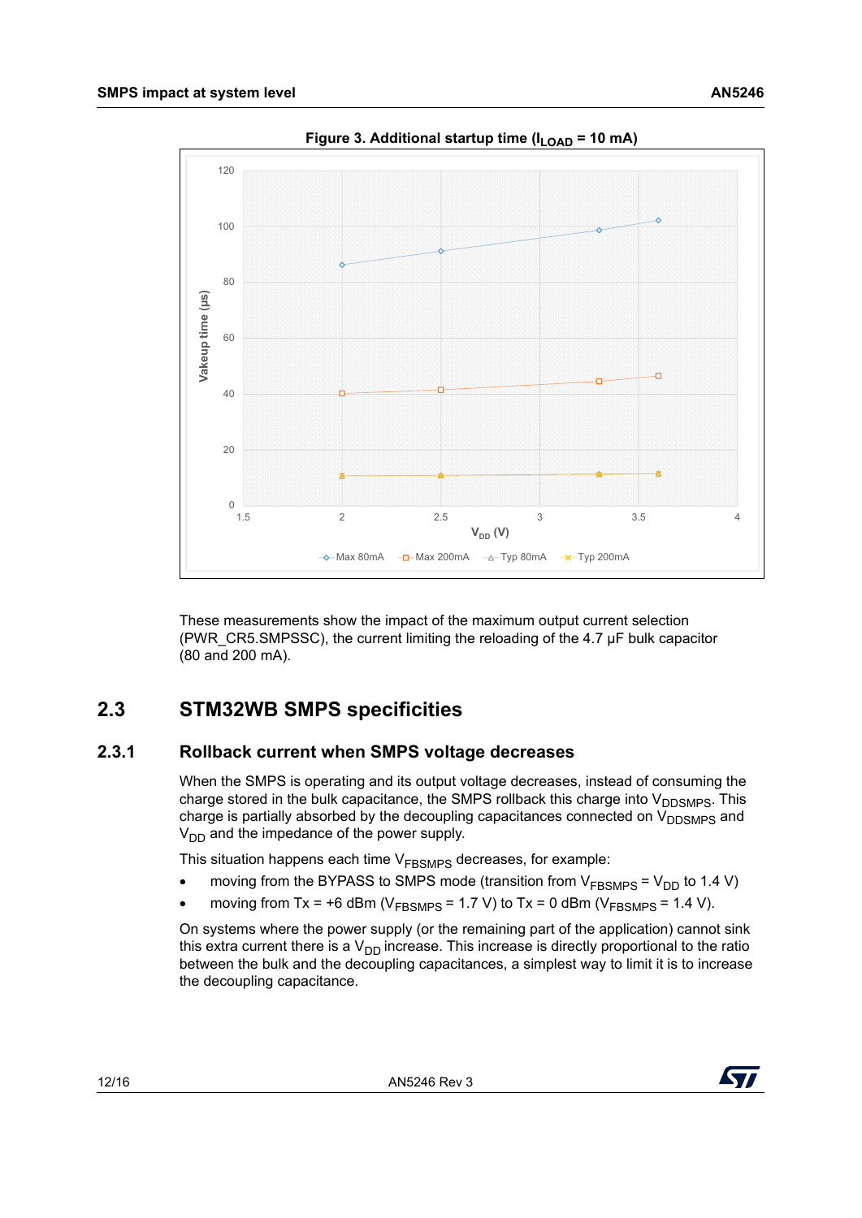**Figure 3. Additional startup time ($I_{LOAD}$ = 10 mA)**

These measurements show the impact of the maximum output current selection (PWR_CR5.SMPSSC), the current limiting the reloading of the 4.7 µF bulk capacitor (80 and 200 mA).

## 2.3 STM32WB SMPS specificities

### 2.3.1 Rollback current when SMPS voltage decreases

When the SMPS is operating and its output voltage decreases, instead of consuming the charge stored in the bulk capacitance, the SMPS rollback this charge into $V_{DDSMPS}$. This charge is partially absorbed by the decoupling capacitances connected on $V_{DDSMPS}$ and $V_{DD}$ and the impedance of the power supply.

This situation happens each time $V_{FBSMPS}$ decreases, for example:

- moving from the BYPASS to SMPS mode (transition from $V_{FBSMPS}$ = $V_{DD}$ to 1.4 V)
- moving from Tx = +6 dBm ($V_{FBSMPS}$ = 1.7 V) to Tx = 0 dBm ($V_{FBSMPS}$ = 1.4 V).

On systems where the power supply (or the remaining part of the application) cannot sink this extra current there is a $V_{DD}$ increase. This increase is directly proportional to the ratio between the bulk and the decoupling capacitances, a simplest way to limit it is to increase the decoupling capacitance.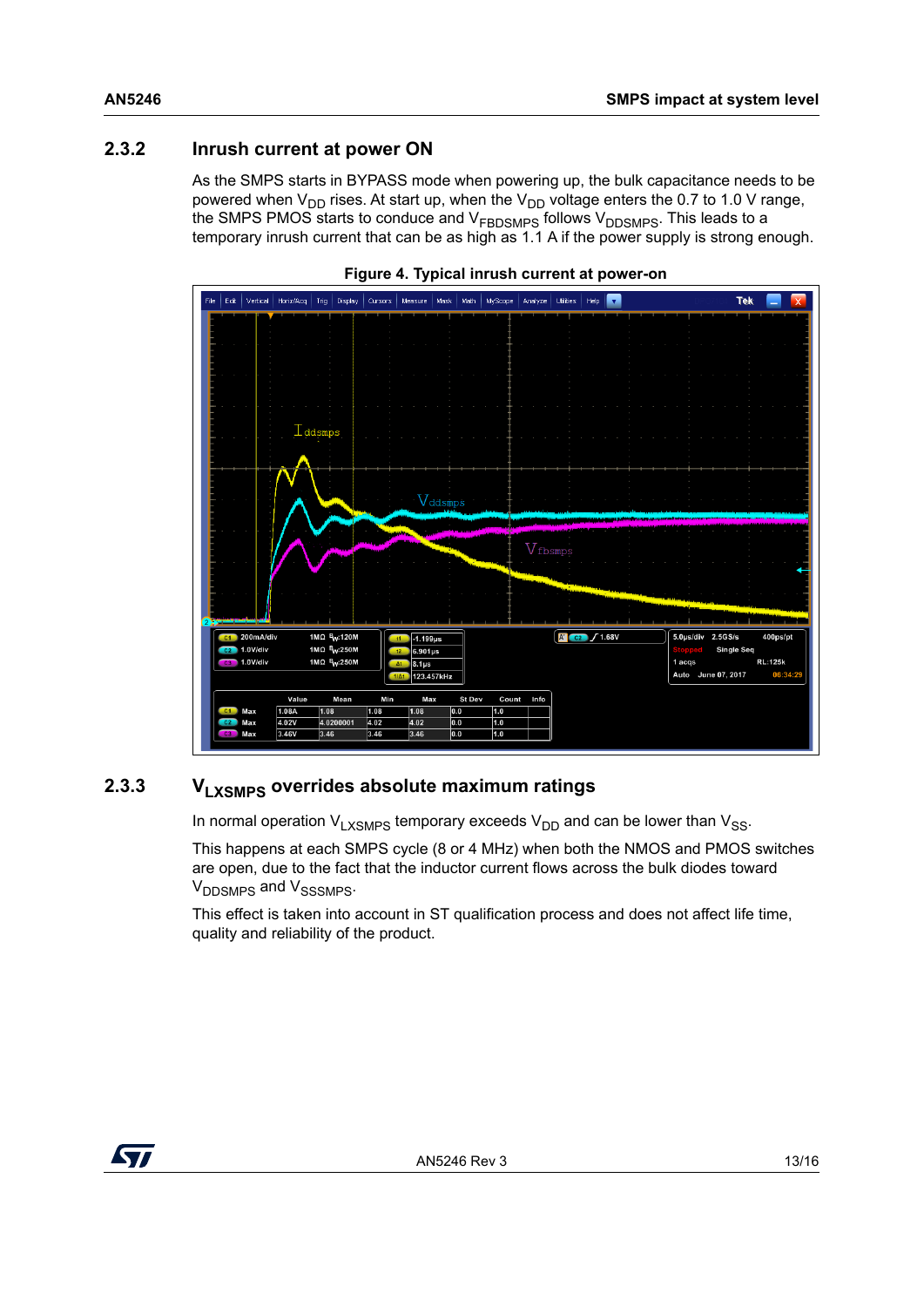### 2.3.2 Inrush current at power ON

As the SMPS starts in BYPASS mode when powering up, the bulk capacitance needs to be powered when $V_{DD}$ rises. At start up, when the $V_{DD}$ voltage enters the 0.7 to 1.0 V range, the SMPS PMOS starts to conduce and $V_{FBDSMPS}$ follows $V_{DDSMPS}$. This leads to a temporary inrush current that can be as high as 1.1 A if the power supply is strong enough.

**Figure 4. Typical inrush current at power-on**

### 2.3.3 $V_{LXSMPS}$ overrides absolute maximum ratings

In normal operation $V_{LXSMPS}$ temporary exceeds $V_{DD}$ and can be lower than $V_{SS}$.

This happens at each SMPS cycle (8 or 4 MHz) when both the NMOS and PMOS switches are open, due to the fact that the inductor current flows across the bulk diodes toward $V_{DDSMPS}$ and $V_{SSSMPS}$.

This effect is taken into account in ST qualification process and does not affect life time, quality and reliability of the product.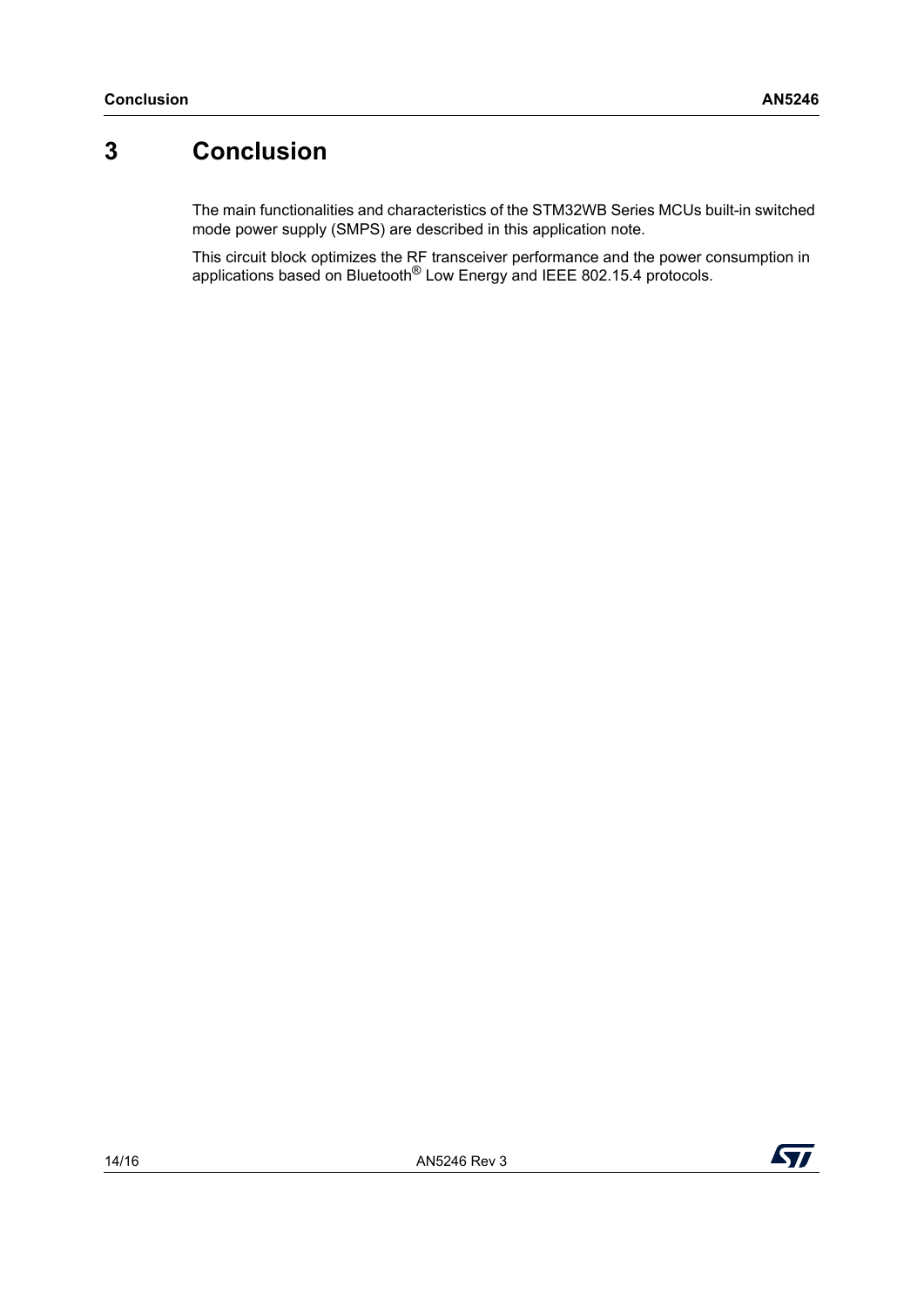# 3 Conclusion

The main functionalities and characteristics of the STM32WB Series MCUs built-in switched mode power supply (SMPS) are described in this application note.

This circuit block optimizes the RF transceiver performance and the power consumption in applications based on Bluetooth® Low Energy and IEEE 802.15.4 protocols.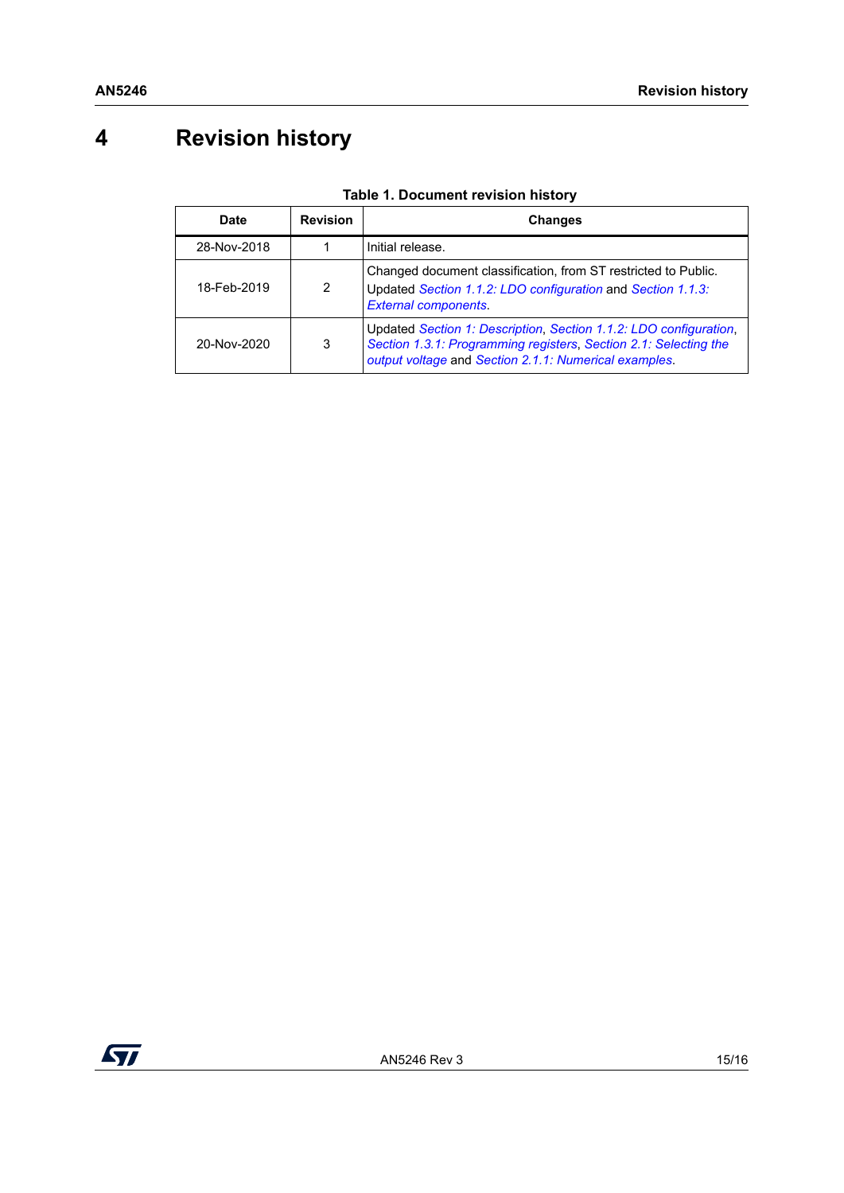# 4 Revision history

**Table 1. Document revision history**

| Date | Revision | Changes |
|---|---|---|
| 28-Nov-2018 | 1 | Initial release. |
| 18-Feb-2019 | 2 | Changed document classification, from ST restricted to Public. Updated *Section 1.1.2: LDO configuration* and *Section 1.1.3: External components*. |
| 20-Nov-2020 | 3 | Updated *Section 1: Description*, *Section 1.1.2: LDO configuration*, *Section 1.3.1: Programming registers*, *Section 2.1: Selecting the output voltage* and *Section 2.1.1: Numerical examples*. |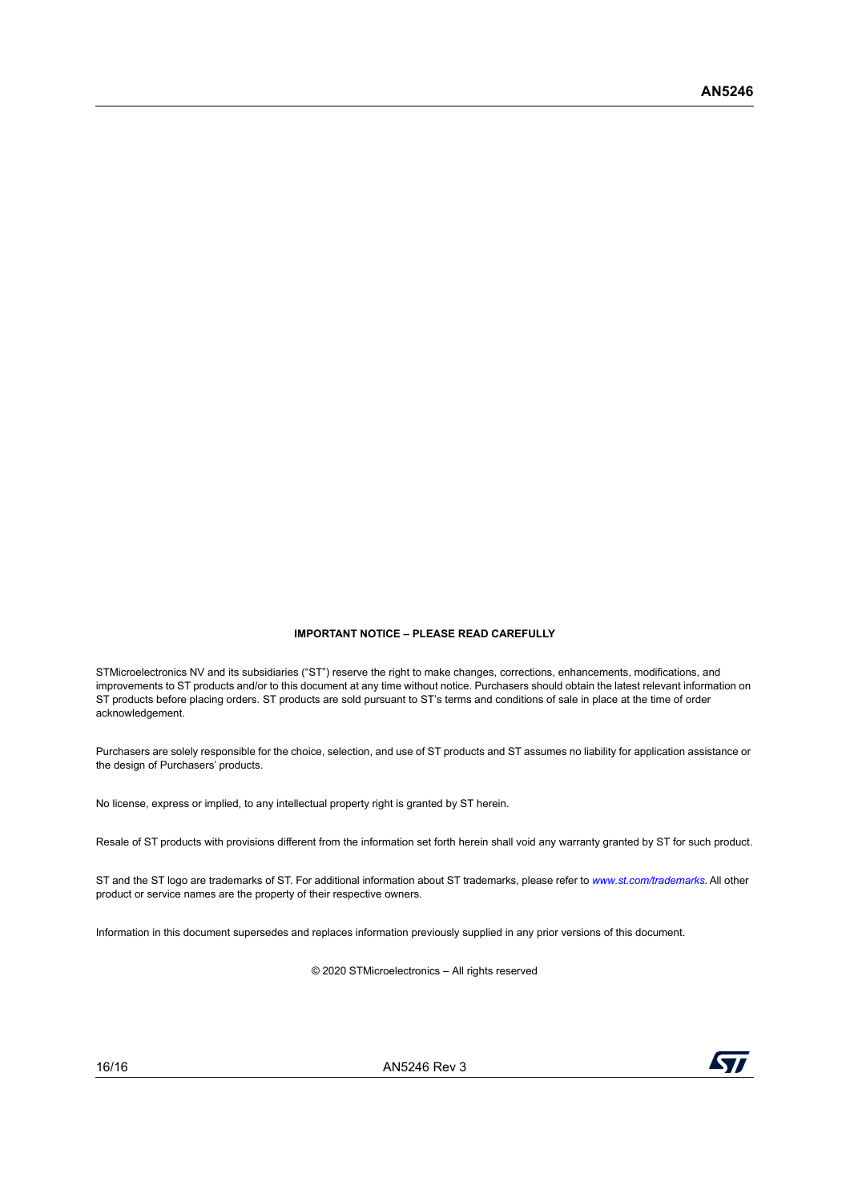**IMPORTANT NOTICE – PLEASE READ CAREFULLY**

STMicroelectronics NV and its subsidiaries (“ST”) reserve the right to make changes, corrections, enhancements, modifications, and improvements to ST products and/or to this document at any time without notice. Purchasers should obtain the latest relevant information on ST products before placing orders. ST products are sold pursuant to ST’s terms and conditions of sale in place at the time of order acknowledgement.

Purchasers are solely responsible for the choice, selection, and use of ST products and ST assumes no liability for application assistance or the design of Purchasers’ products.

No license, express or implied, to any intellectual property right is granted by ST herein.

Resale of ST products with provisions different from the information set forth herein shall void any warranty granted by ST for such product.

ST and the ST logo are trademarks of ST. For additional information about ST trademarks, please refer to *www.st.com/trademarks*. All other product or service names are the property of their respective owners.

Information in this document supersedes and replaces information previously supplied in any prior versions of this document.

© 2020 STMicroelectronics – All rights reserved